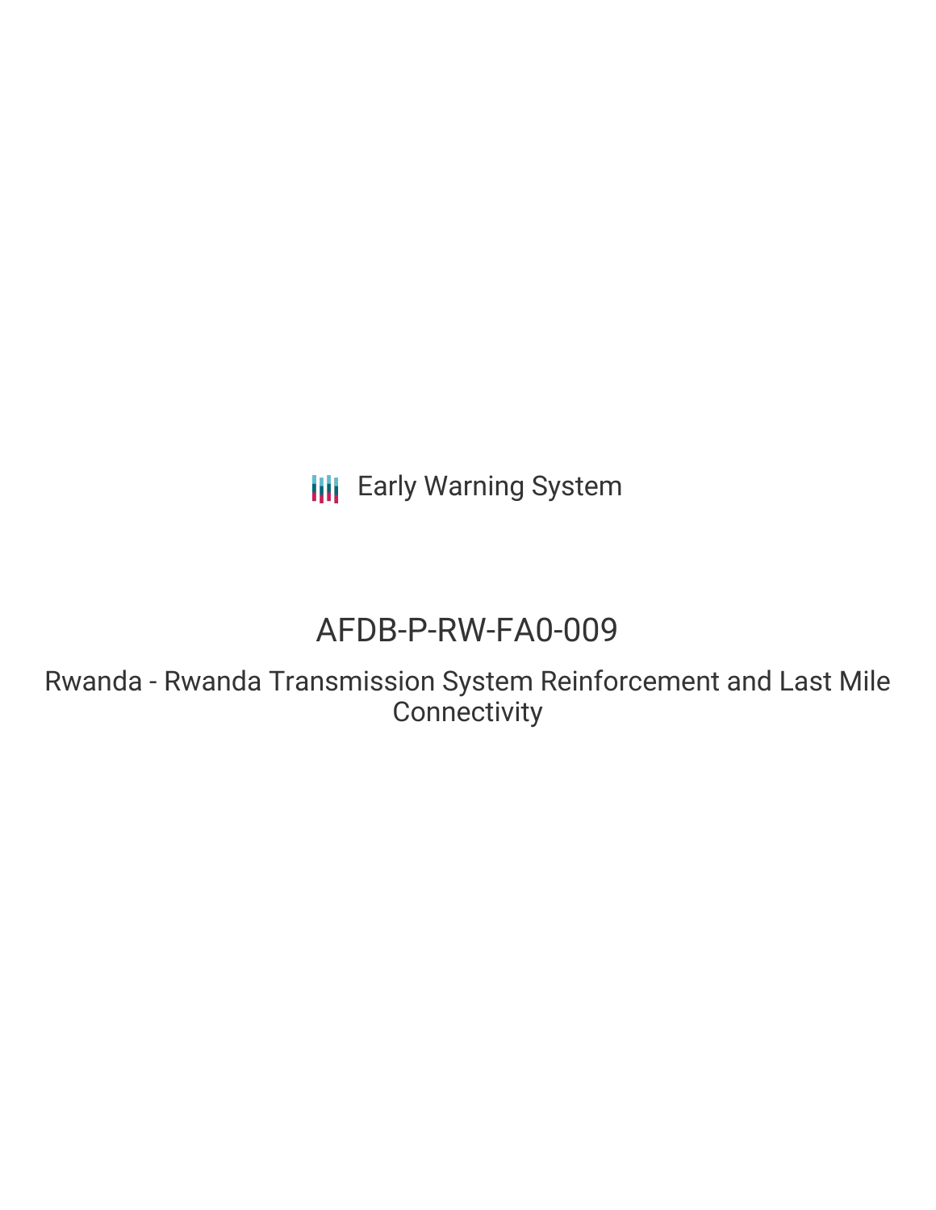Early Warning System

# AFDB-P-RW-FA0-009

Rwanda - Rwanda Transmission System Reinforcement and Last Mile Connectivity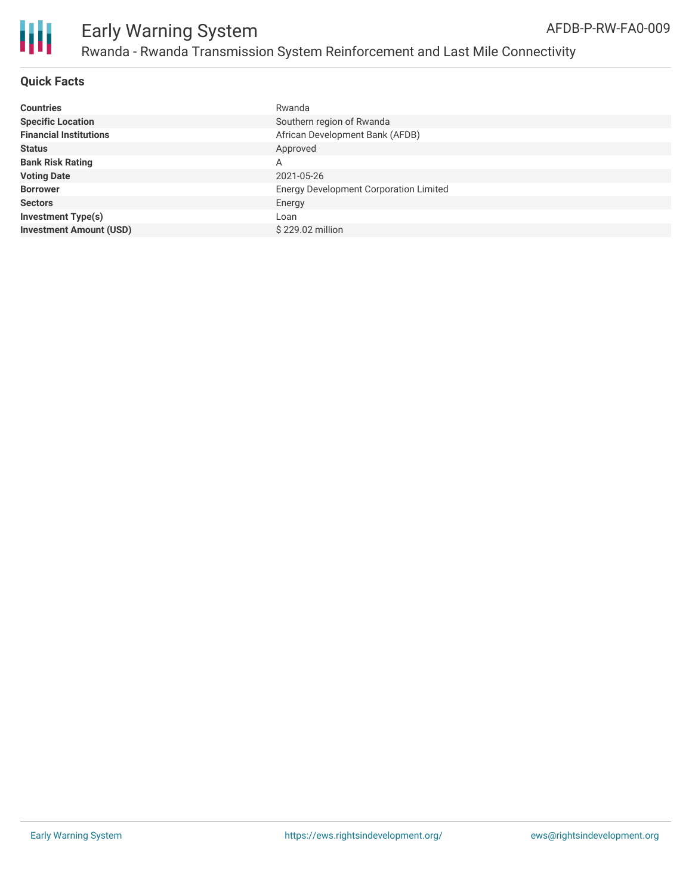# Early Warning System

## Rwanda - Rwanda Transmission System Reinforcement and Last Mile Connectivity

AFDB-P-RW-FA0-009

### Quick Facts

| | |
|---|---|
| **Countries** | Rwanda |
| **Specific Location** | Southern region of Rwanda |
| **Financial Institutions** | African Development Bank (AFDB) |
| **Status** | Approved |
| **Bank Risk Rating** | A |
| **Voting Date** | 2021-05-26 |
| **Borrower** | Energy Development Corporation Limited |
| **Sectors** | Energy |
| **Investment Type(s)** | Loan |
| **Investment Amount (USD)** | $ 229.02 million |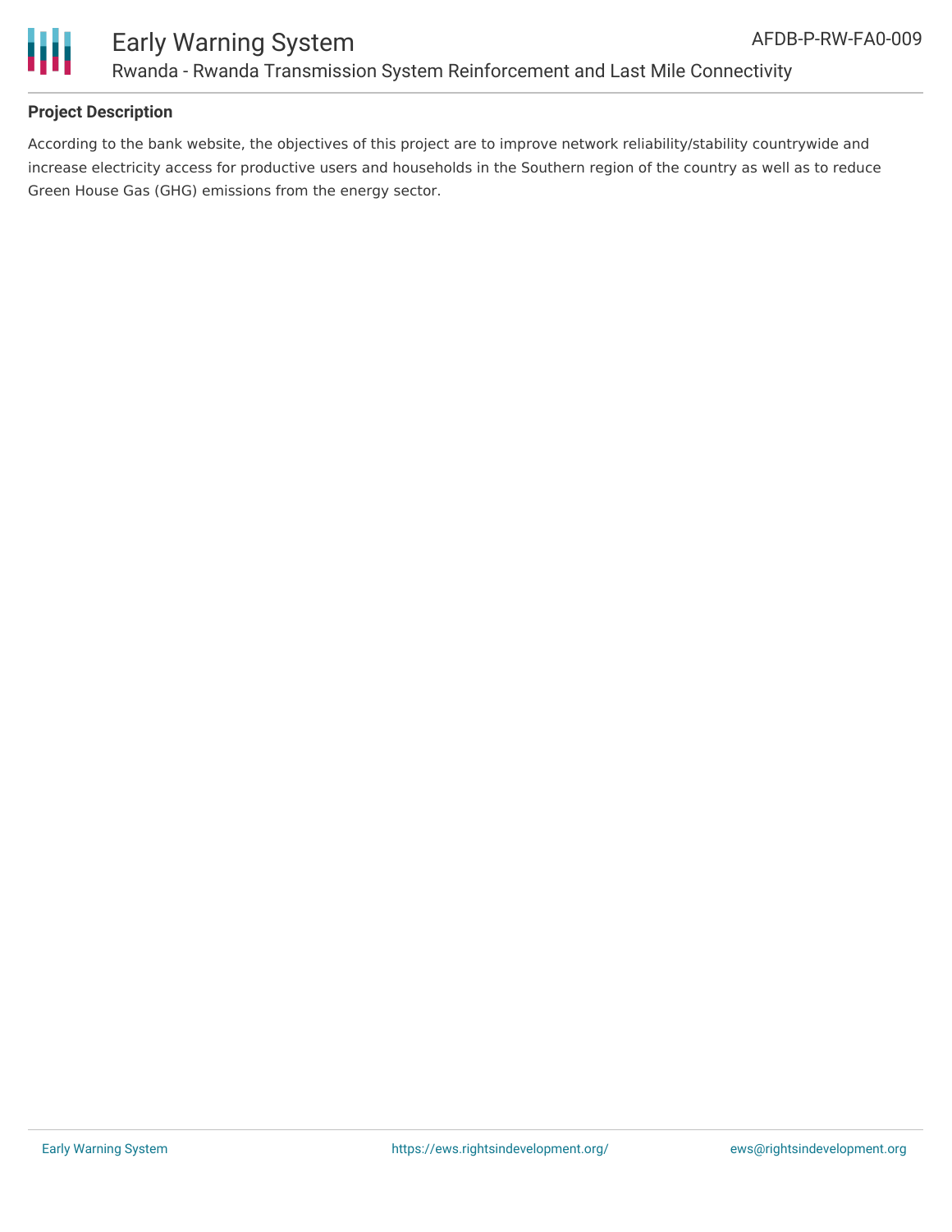**Project Description**

According to the bank website, the objectives of this project are to improve network reliability/stability countrywide and increase electricity access for productive users and households in the Southern region of the country as well as to reduce Green House Gas (GHG) emissions from the energy sector.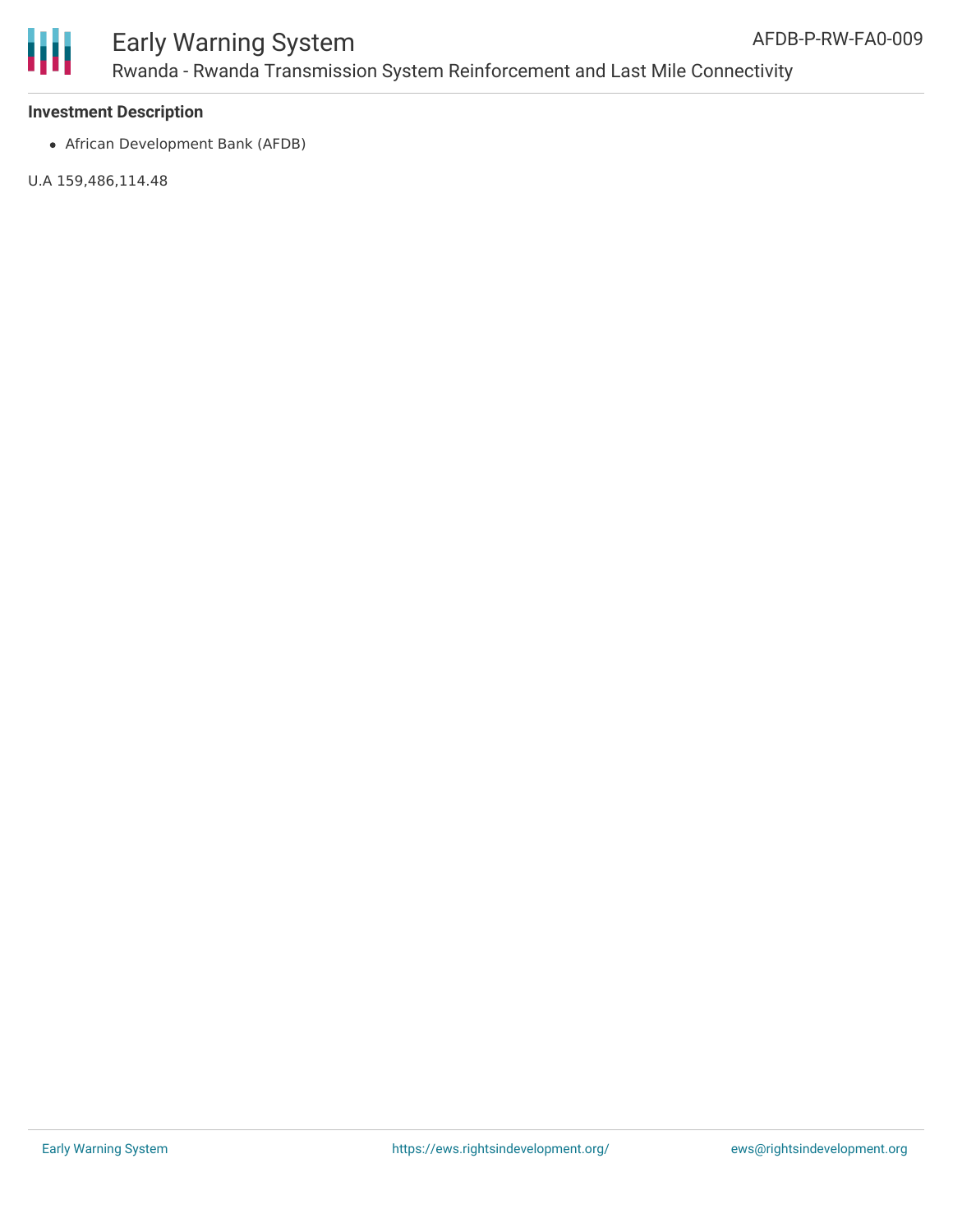**Investment Description**

- African Development Bank (AFDB)

U.A 159,486,114.48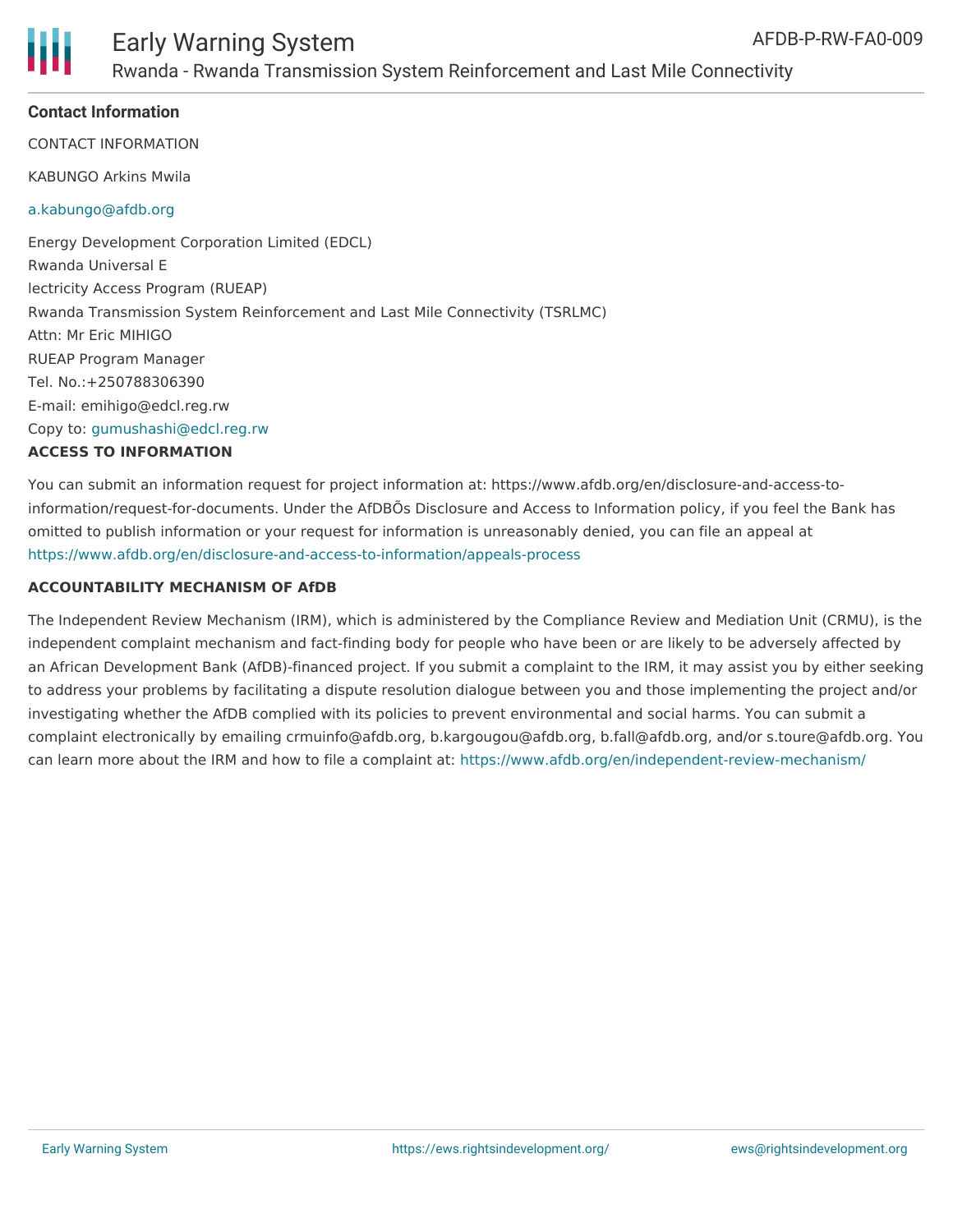**Contact Information**

CONTACT INFORMATION

KABUNGO Arkins Mwila

a.kabungo@afdb.org

Energy Development Corporation Limited (EDCL)
Rwanda Universal E
lectricity Access Program (RUEAP)
Rwanda Transmission System Reinforcement and Last Mile Connectivity (TSRLMC)
Attn: Mr Eric MIHIGO
RUEAP Program Manager
Tel. No.:+250788306390
E-mail: emihigo@edcl.reg.rw
Copy to: gumushashi@edcl.reg.rw

**ACCESS TO INFORMATION**

You can submit an information request for project information at: https://www.afdb.org/en/disclosure-and-access-to-information/request-for-documents. Under the AfDBÕs Disclosure and Access to Information policy, if you feel the Bank has omitted to publish information or your request for information is unreasonably denied, you can file an appeal at https://www.afdb.org/en/disclosure-and-access-to-information/appeals-process

**ACCOUNTABILITY MECHANISM OF AfDB**

The Independent Review Mechanism (IRM), which is administered by the Compliance Review and Mediation Unit (CRMU), is the independent complaint mechanism and fact-finding body for people who have been or are likely to be adversely affected by an African Development Bank (AfDB)-financed project. If you submit a complaint to the IRM, it may assist you by either seeking to address your problems by facilitating a dispute resolution dialogue between you and those implementing the project and/or investigating whether the AfDB complied with its policies to prevent environmental and social harms. You can submit a complaint electronically by emailing crmuinfo@afdb.org, b.kargougou@afdb.org, b.fall@afdb.org, and/or s.toure@afdb.org. You can learn more about the IRM and how to file a complaint at: https://www.afdb.org/en/independent-review-mechanism/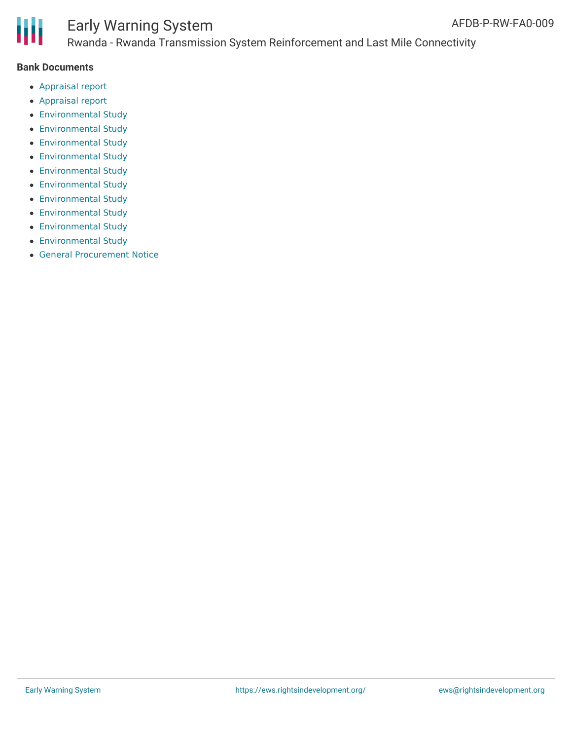**Bank Documents**

- Appraisal report
- Appraisal report
- Environmental Study
- Environmental Study
- Environmental Study
- Environmental Study
- Environmental Study
- Environmental Study
- Environmental Study
- Environmental Study
- Environmental Study
- Environmental Study
- General Procurement Notice